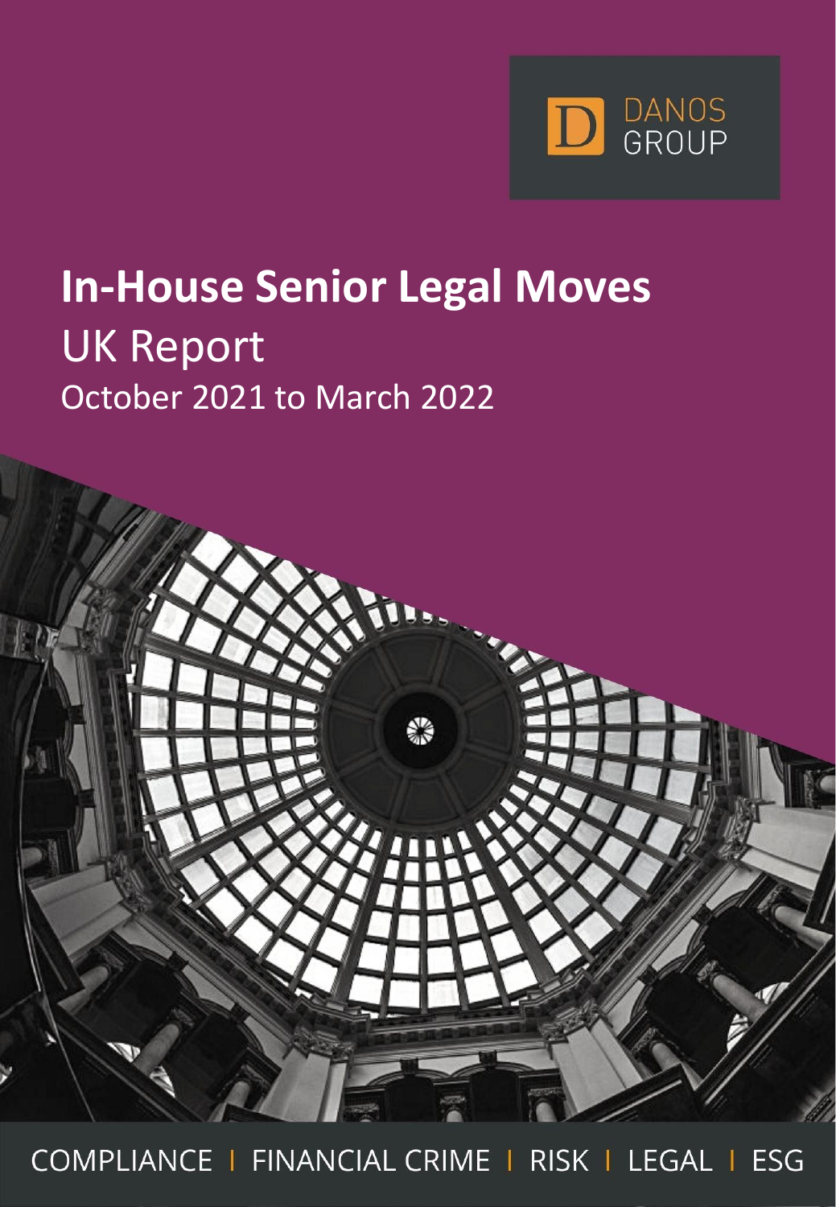DANOS GROUP

# In-House Senior Legal Moves

## UK Report

October 2021 to March 2022

COMPLIANCE | FINANCIAL CRIME | RISK | LEGAL | ESG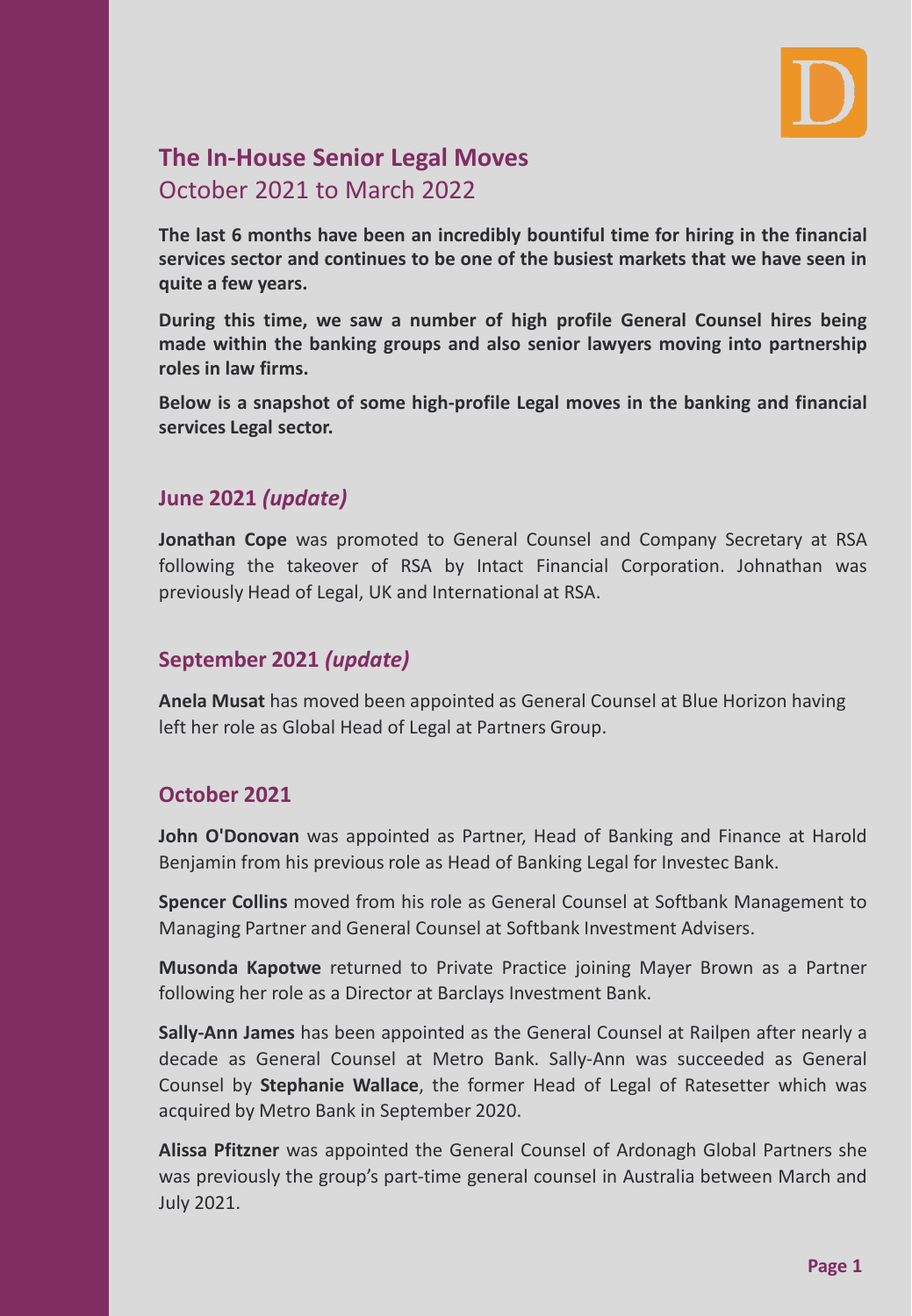## The In-House Senior Legal Moves
October 2021 to March 2022

**The last 6 months have been an incredibly bountiful time for hiring in the financial services sector and continues to be one of the busiest markets that we have seen in quite a few years.**

**During this time, we saw a number of high profile General Counsel hires being made within the banking groups and also senior lawyers moving into partnership roles in law firms.**

**Below is a snapshot of some high-profile Legal moves in the banking and financial services Legal sector.**

### June 2021 *(update)*

**Jonathan Cope** was promoted to General Counsel and Company Secretary at RSA following the takeover of RSA by Intact Financial Corporation. Johnathan was previously Head of Legal, UK and International at RSA.

### September 2021 *(update)*

**Anela Musat** has moved been appointed as General Counsel at Blue Horizon having left her role as Global Head of Legal at Partners Group.

### October 2021

**John O'Donovan** was appointed as Partner, Head of Banking and Finance at Harold Benjamin from his previous role as Head of Banking Legal for Investec Bank.

**Spencer Collins** moved from his role as General Counsel at Softbank Management to Managing Partner and General Counsel at Softbank Investment Advisers.

**Musonda Kapotwe** returned to Private Practice joining Mayer Brown as a Partner following her role as a Director at Barclays Investment Bank.

**Sally-Ann James** has been appointed as the General Counsel at Railpen after nearly a decade as General Counsel at Metro Bank. Sally-Ann was succeeded as General Counsel by **Stephanie Wallace**, the former Head of Legal of Ratesetter which was acquired by Metro Bank in September 2020.

**Alissa Pfitzner** was appointed the General Counsel of Ardonagh Global Partners she was previously the group's part-time general counsel in Australia between March and July 2021.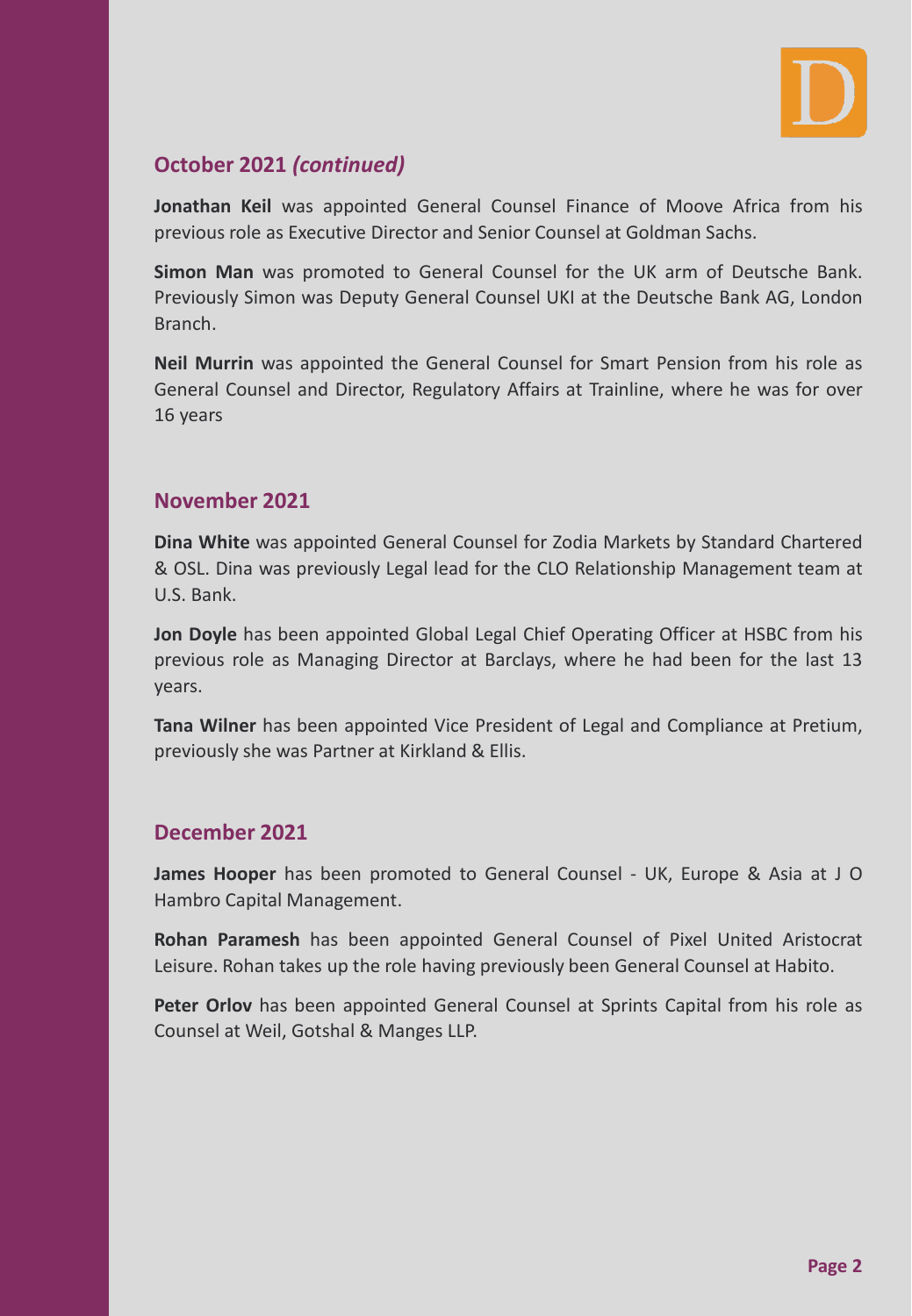## October 2021 *(continued)*

**Jonathan Keil** was appointed General Counsel Finance of Moove Africa from his previous role as Executive Director and Senior Counsel at Goldman Sachs.

**Simon Man** was promoted to General Counsel for the UK arm of Deutsche Bank. Previously Simon was Deputy General Counsel UKI at the Deutsche Bank AG, London Branch.

**Neil Murrin** was appointed the General Counsel for Smart Pension from his role as General Counsel and Director, Regulatory Affairs at Trainline, where he was for over 16 years

## November 2021

**Dina White** was appointed General Counsel for Zodia Markets by Standard Chartered & OSL. Dina was previously Legal lead for the CLO Relationship Management team at U.S. Bank.

**Jon Doyle** has been appointed Global Legal Chief Operating Officer at HSBC from his previous role as Managing Director at Barclays, where he had been for the last 13 years.

**Tana Wilner** has been appointed Vice President of Legal and Compliance at Pretium, previously she was Partner at Kirkland & Ellis.

## December 2021

**James Hooper** has been promoted to General Counsel - UK, Europe & Asia at J O Hambro Capital Management.

**Rohan Paramesh** has been appointed General Counsel of Pixel United Aristocrat Leisure. Rohan takes up the role having previously been General Counsel at Habito.

**Peter Orlov** has been appointed General Counsel at Sprints Capital from his role as Counsel at Weil, Gotshal & Manges LLP.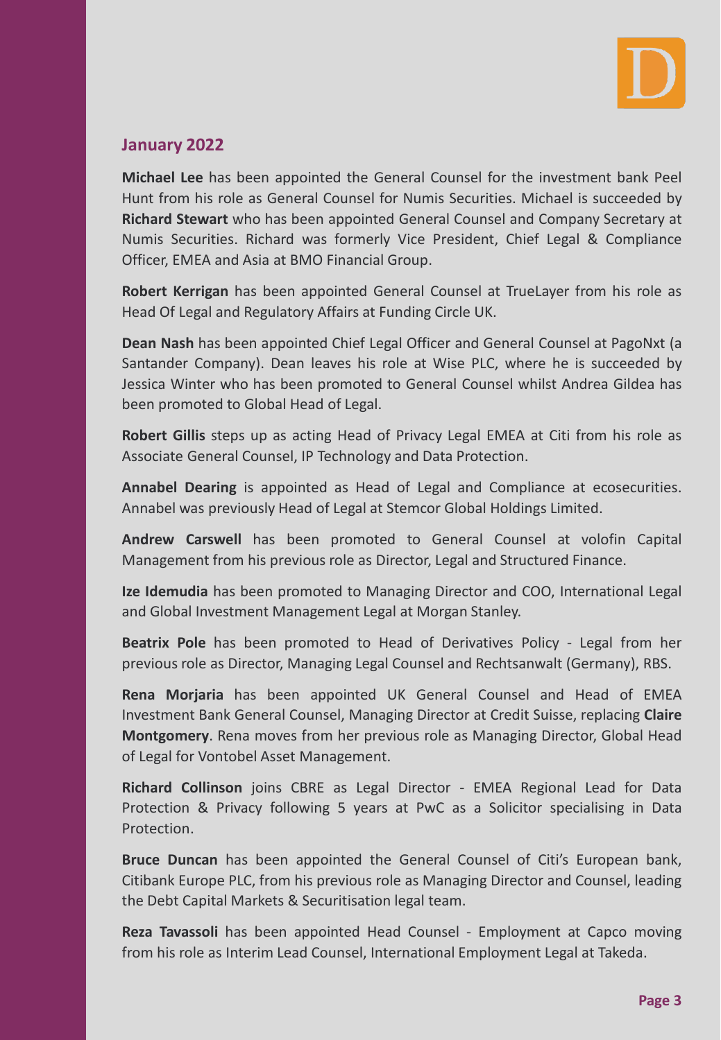## January 2022

**Michael Lee** has been appointed the General Counsel for the investment bank Peel Hunt from his role as General Counsel for Numis Securities. Michael is succeeded by **Richard Stewart** who has been appointed General Counsel and Company Secretary at Numis Securities. Richard was formerly Vice President, Chief Legal & Compliance Officer, EMEA and Asia at BMO Financial Group.

**Robert Kerrigan** has been appointed General Counsel at TrueLayer from his role as Head Of Legal and Regulatory Affairs at Funding Circle UK.

**Dean Nash** has been appointed Chief Legal Officer and General Counsel at PagoNxt (a Santander Company). Dean leaves his role at Wise PLC, where he is succeeded by Jessica Winter who has been promoted to General Counsel whilst Andrea Gildea has been promoted to Global Head of Legal.

**Robert Gillis** steps up as acting Head of Privacy Legal EMEA at Citi from his role as Associate General Counsel, IP Technology and Data Protection.

**Annabel Dearing** is appointed as Head of Legal and Compliance at ecosecurities. Annabel was previously Head of Legal at Stemcor Global Holdings Limited.

**Andrew Carswell** has been promoted to General Counsel at volofin Capital Management from his previous role as Director, Legal and Structured Finance.

**Ize Idemudia** has been promoted to Managing Director and COO, International Legal and Global Investment Management Legal at Morgan Stanley.

**Beatrix Pole** has been promoted to Head of Derivatives Policy - Legal from her previous role as Director, Managing Legal Counsel and Rechtsanwalt (Germany), RBS.

**Rena Morjaria** has been appointed UK General Counsel and Head of EMEA Investment Bank General Counsel, Managing Director at Credit Suisse, replacing **Claire Montgomery**. Rena moves from her previous role as Managing Director, Global Head of Legal for Vontobel Asset Management.

**Richard Collinson** joins CBRE as Legal Director - EMEA Regional Lead for Data Protection & Privacy following 5 years at PwC as a Solicitor specialising in Data Protection.

**Bruce Duncan** has been appointed the General Counsel of Citi's European bank, Citibank Europe PLC, from his previous role as Managing Director and Counsel, leading the Debt Capital Markets & Securitisation legal team.

**Reza Tavassoli** has been appointed Head Counsel - Employment at Capco moving from his role as Interim Lead Counsel, International Employment Legal at Takeda.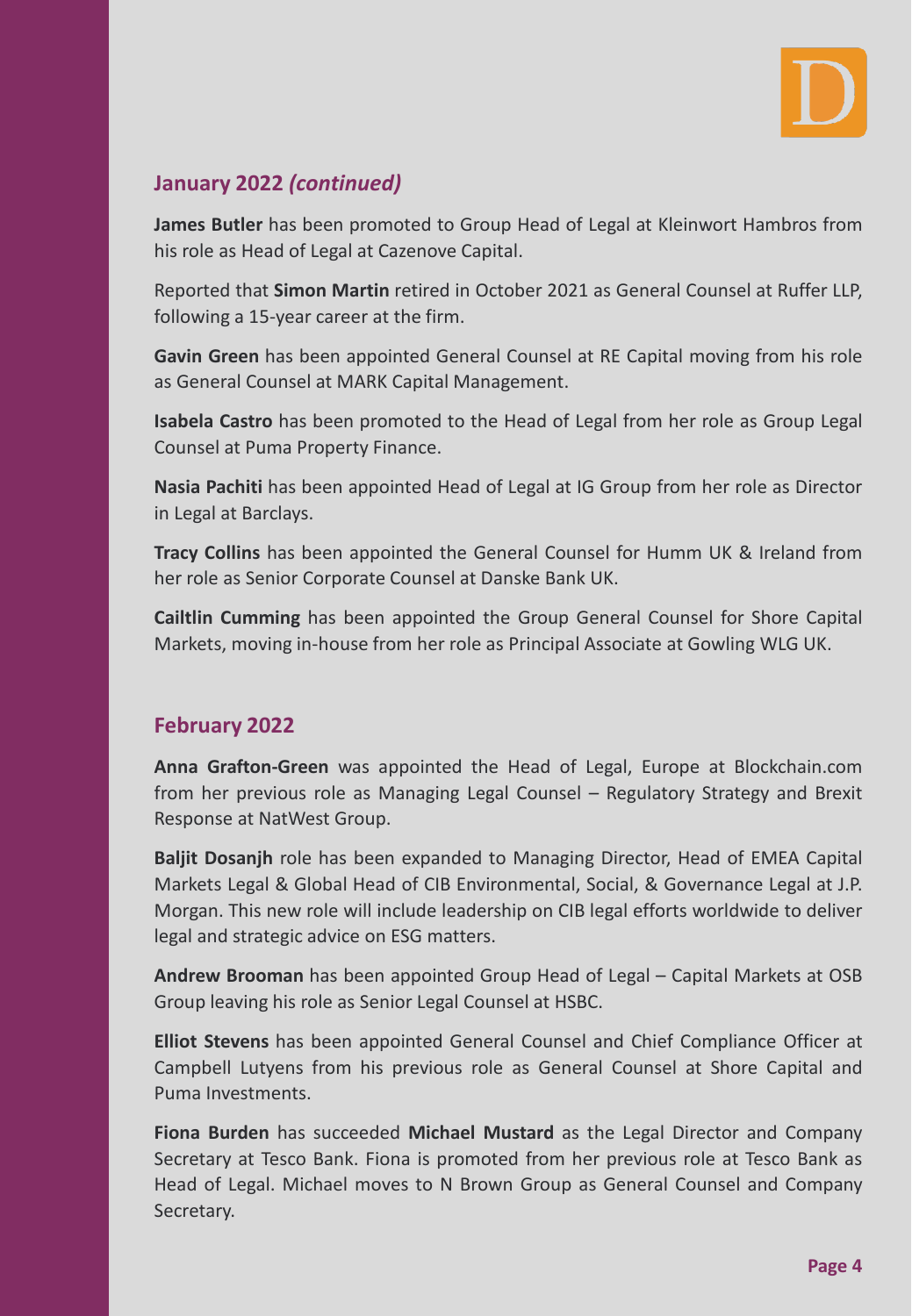## January 2022 *(continued)*

**James Butler** has been promoted to Group Head of Legal at Kleinwort Hambros from his role as Head of Legal at Cazenove Capital.

Reported that **Simon Martin** retired in October 2021 as General Counsel at Ruffer LLP, following a 15-year career at the firm.

**Gavin Green** has been appointed General Counsel at RE Capital moving from his role as General Counsel at MARK Capital Management.

**Isabela Castro** has been promoted to the Head of Legal from her role as Group Legal Counsel at Puma Property Finance.

**Nasia Pachiti** has been appointed Head of Legal at IG Group from her role as Director in Legal at Barclays.

**Tracy Collins** has been appointed the General Counsel for Humm UK & Ireland from her role as Senior Corporate Counsel at Danske Bank UK.

**Cailtlin Cumming** has been appointed the Group General Counsel for Shore Capital Markets, moving in-house from her role as Principal Associate at Gowling WLG UK.

## February 2022

**Anna Grafton-Green** was appointed the Head of Legal, Europe at Blockchain.com from her previous role as Managing Legal Counsel – Regulatory Strategy and Brexit Response at NatWest Group.

**Baljit Dosanjh** role has been expanded to Managing Director, Head of EMEA Capital Markets Legal & Global Head of CIB Environmental, Social, & Governance Legal at J.P. Morgan. This new role will include leadership on CIB legal efforts worldwide to deliver legal and strategic advice on ESG matters.

**Andrew Brooman** has been appointed Group Head of Legal – Capital Markets at OSB Group leaving his role as Senior Legal Counsel at HSBC.

**Elliot Stevens** has been appointed General Counsel and Chief Compliance Officer at Campbell Lutyens from his previous role as General Counsel at Shore Capital and Puma Investments.

**Fiona Burden** has succeeded **Michael Mustard** as the Legal Director and Company Secretary at Tesco Bank. Fiona is promoted from her previous role at Tesco Bank as Head of Legal. Michael moves to N Brown Group as General Counsel and Company Secretary.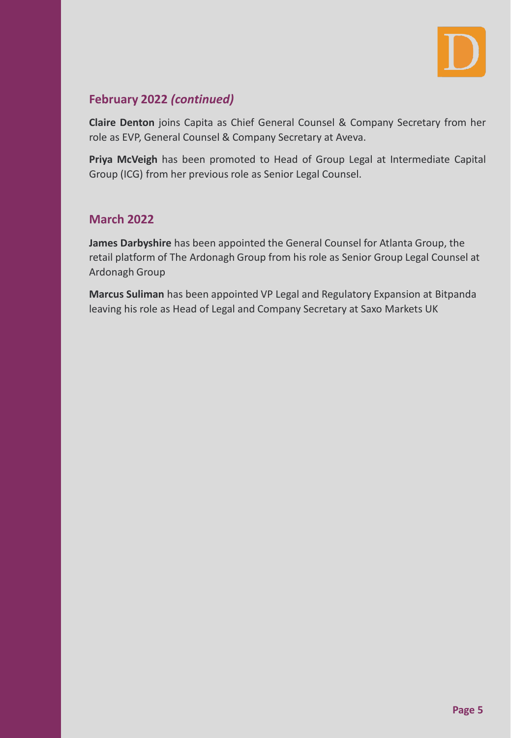## February 2022 *(continued)*

**Claire Denton** joins Capita as Chief General Counsel & Company Secretary from her role as EVP, General Counsel & Company Secretary at Aveva.

**Priya McVeigh** has been promoted to Head of Group Legal at Intermediate Capital Group (ICG) from her previous role as Senior Legal Counsel.

## March 2022

**James Darbyshire** has been appointed the General Counsel for Atlanta Group, the retail platform of The Ardonagh Group from his role as Senior Group Legal Counsel at Ardonagh Group

**Marcus Suliman** has been appointed VP Legal and Regulatory Expansion at Bitpanda leaving his role as Head of Legal and Company Secretary at Saxo Markets UK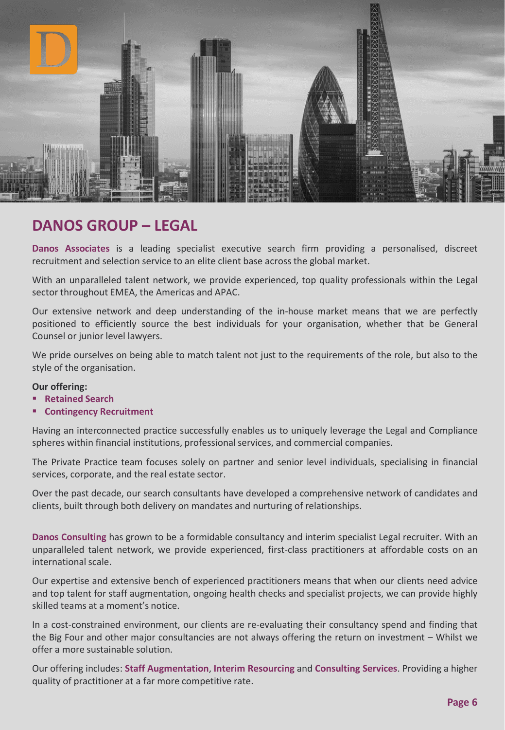## DANOS GROUP – LEGAL

**Danos Associates** is a leading specialist executive search firm providing a personalised, discreet recruitment and selection service to an elite client base across the global market.

With an unparalleled talent network, we provide experienced, top quality professionals within the Legal sector throughout EMEA, the Americas and APAC.

Our extensive network and deep understanding of the in-house market means that we are perfectly positioned to efficiently source the best individuals for your organisation, whether that be General Counsel or junior level lawyers.

We pride ourselves on being able to match talent not just to the requirements of the role, but also to the style of the organisation.

**Our offering:**

- **Retained Search**
- **Contingency Recruitment**

Having an interconnected practice successfully enables us to uniquely leverage the Legal and Compliance spheres within financial institutions, professional services, and commercial companies.

The Private Practice team focuses solely on partner and senior level individuals, specialising in financial services, corporate, and the real estate sector.

Over the past decade, our search consultants have developed a comprehensive network of candidates and clients, built through both delivery on mandates and nurturing of relationships.

**Danos Consulting** has grown to be a formidable consultancy and interim specialist Legal recruiter. With an unparalleled talent network, we provide experienced, first-class practitioners at affordable costs on an international scale.

Our expertise and extensive bench of experienced practitioners means that when our clients need advice and top talent for staff augmentation, ongoing health checks and specialist projects, we can provide highly skilled teams at a moment's notice.

In a cost-constrained environment, our clients are re-evaluating their consultancy spend and finding that the Big Four and other major consultancies are not always offering the return on investment – Whilst we offer a more sustainable solution.

Our offering includes: **Staff Augmentation**, **Interim Resourcing** and **Consulting Services**. Providing a higher quality of practitioner at a far more competitive rate.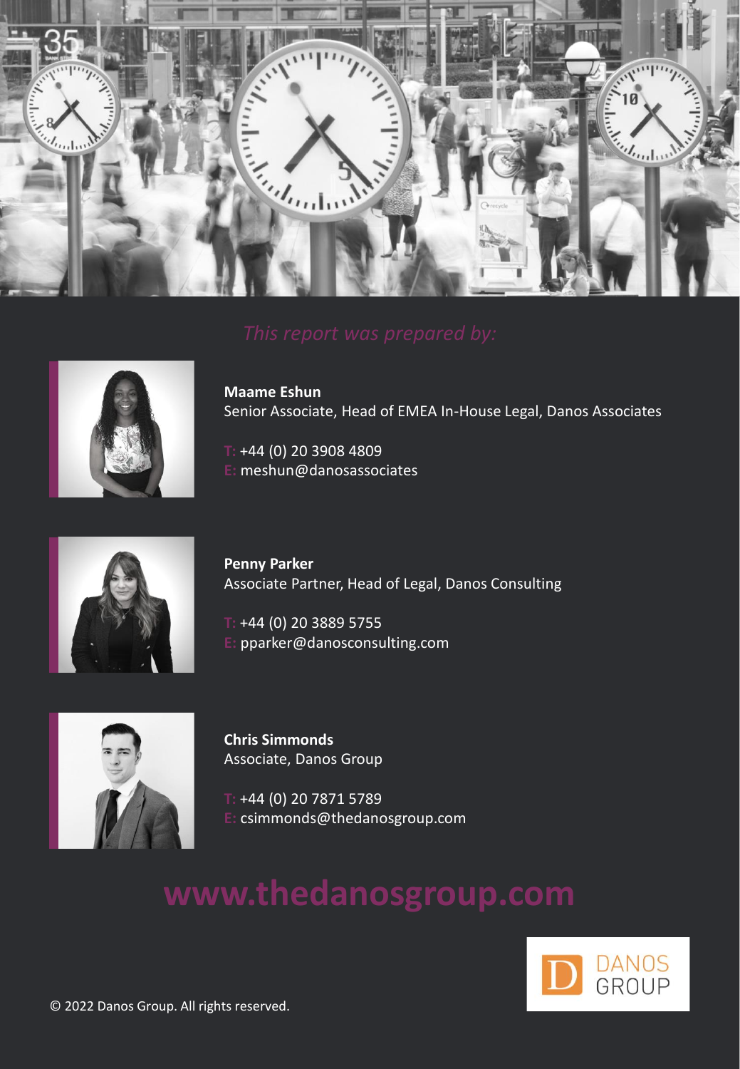*This report was prepared by:*

**Maame Eshun**
Senior Associate, Head of EMEA In-House Legal, Danos Associates

T: +44 (0) 20 3908 4809
E: meshun@danosassociates

**Penny Parker**
Associate Partner, Head of Legal, Danos Consulting

T: +44 (0) 20 3889 5755
E: pparker@danosconsulting.com

**Chris Simmonds**
Associate, Danos Group

T: +44 (0) 20 7871 5789
E: csimmonds@thedanosgroup.com

**www.thedanosgroup.com**

DANOS GROUP

© 2022 Danos Group. All rights reserved.